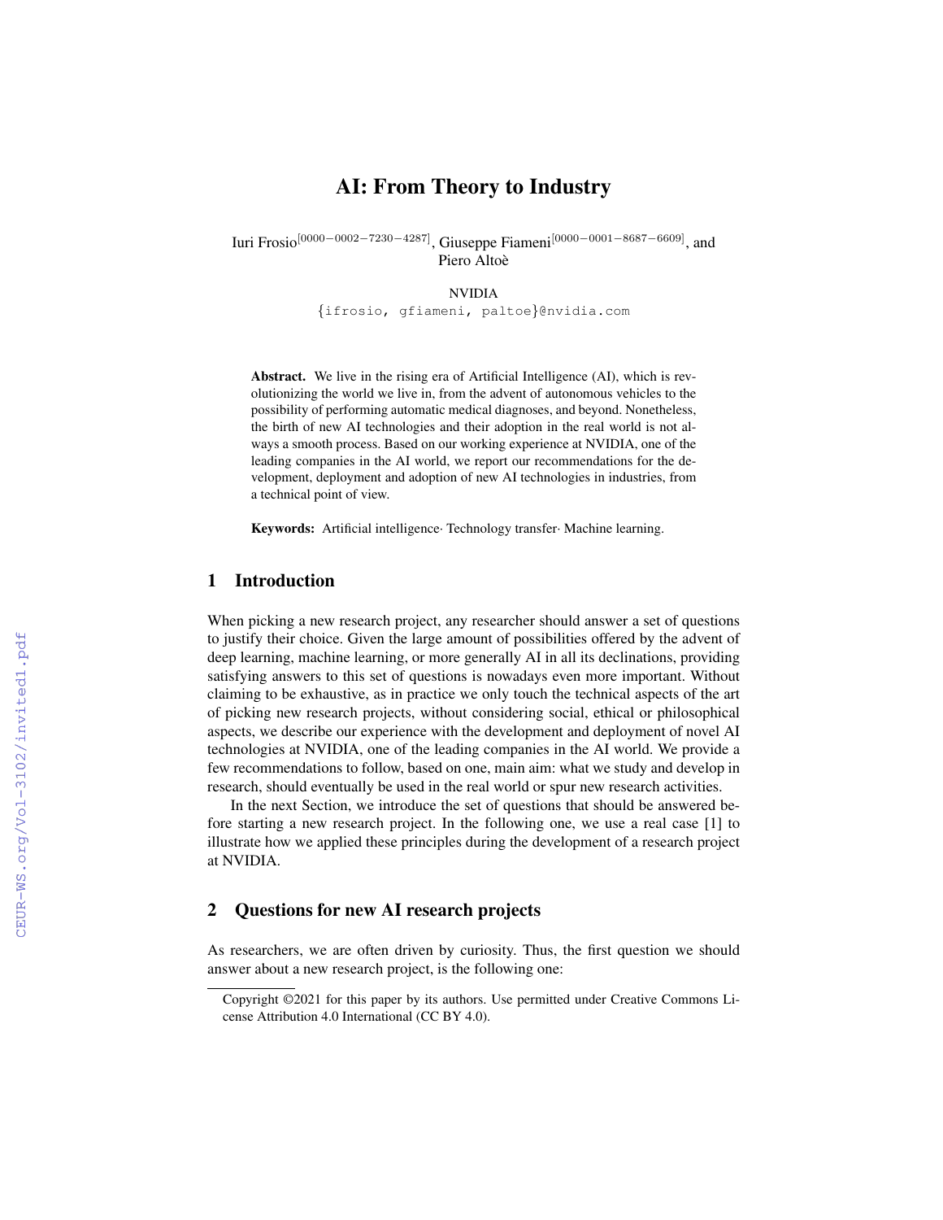# AI: From Theory to Industry

Iuri Frosio[0000-0002-7230-4287], Giuseppe Fiameni[0000-0001-8687-6609], and Piero Altoè

NVIDIA
{ifrosio, gfiameni, paltoe}@nvidia.com

**Abstract.** We live in the rising era of Artificial Intelligence (AI), which is revolutionizing the world we live in, from the advent of autonomous vehicles to the possibility of performing automatic medical diagnoses, and beyond. Nonetheless, the birth of new AI technologies and their adoption in the real world is not always a smooth process. Based on our working experience at NVIDIA, one of the leading companies in the AI world, we report our recommendations for the development, deployment and adoption of new AI technologies in industries, from a technical point of view.

**Keywords:** Artificial intelligence· Technology transfer· Machine learning.

## 1 Introduction

When picking a new research project, any researcher should answer a set of questions to justify their choice. Given the large amount of possibilities offered by the advent of deep learning, machine learning, or more generally AI in all its declinations, providing satisfying answers to this set of questions is nowadays even more important. Without claiming to be exhaustive, as in practice we only touch the technical aspects of the art of picking new research projects, without considering social, ethical or philosophical aspects, we describe our experience with the development and deployment of novel AI technologies at NVIDIA, one of the leading companies in the AI world. We provide a few recommendations to follow, based on one, main aim: what we study and develop in research, should eventually be used in the real world or spur new research activities.

In the next Section, we introduce the set of questions that should be answered before starting a new research project. In the following one, we use a real case [1] to illustrate how we applied these principles during the development of a research project at NVIDIA.

## 2 Questions for new AI research projects

As researchers, we are often driven by curiosity. Thus, the first question we should answer about a new research project, is the following one:

Copyright ©2021 for this paper by its authors. Use permitted under Creative Commons License Attribution 4.0 International (CC BY 4.0).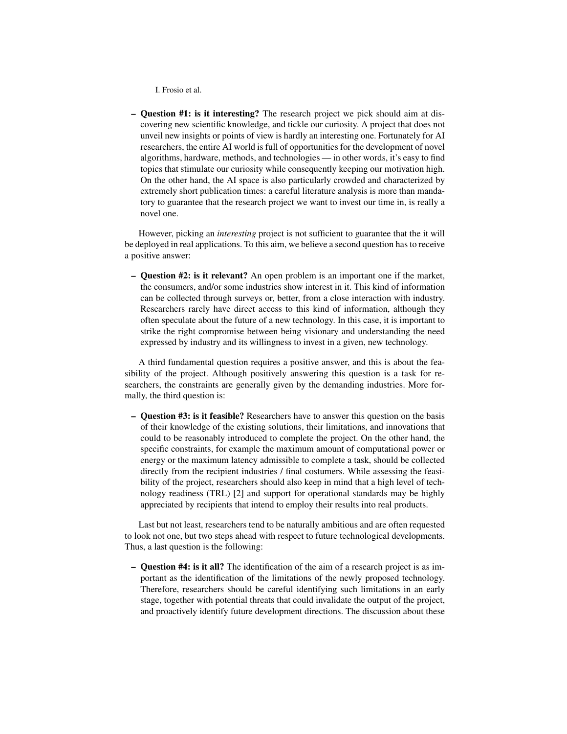- **Question #1: is it interesting?** The research project we pick should aim at discovering new scientific knowledge, and tickle our curiosity. A project that does not unveil new insights or points of view is hardly an interesting one. Fortunately for AI researchers, the entire AI world is full of opportunities for the development of novel algorithms, hardware, methods, and technologies — in other words, it's easy to find topics that stimulate our curiosity while consequently keeping our motivation high. On the other hand, the AI space is also particularly crowded and characterized by extremely short publication times: a careful literature analysis is more than mandatory to guarantee that the research project we want to invest our time in, is really a novel one.

However, picking an *interesting* project is not sufficient to guarantee that the it will be deployed in real applications. To this aim, we believe a second question has to receive a positive answer:

- **Question #2: is it relevant?** An open problem is an important one if the market, the consumers, and/or some industries show interest in it. This kind of information can be collected through surveys or, better, from a close interaction with industry. Researchers rarely have direct access to this kind of information, although they often speculate about the future of a new technology. In this case, it is important to strike the right compromise between being visionary and understanding the need expressed by industry and its willingness to invest in a given, new technology.

A third fundamental question requires a positive answer, and this is about the feasibility of the project. Although positively answering this question is a task for researchers, the constraints are generally given by the demanding industries. More formally, the third question is:

- **Question #3: is it feasible?** Researchers have to answer this question on the basis of their knowledge of the existing solutions, their limitations, and innovations that could to be reasonably introduced to complete the project. On the other hand, the specific constraints, for example the maximum amount of computational power or energy or the maximum latency admissible to complete a task, should be collected directly from the recipient industries / final costumers. While assessing the feasibility of the project, researchers should also keep in mind that a high level of technology readiness (TRL) [2] and support for operational standards may be highly appreciated by recipients that intend to employ their results into real products.

Last but not least, researchers tend to be naturally ambitious and are often requested to look not one, but two steps ahead with respect to future technological developments. Thus, a last question is the following:

- **Question #4: is it all?** The identification of the aim of a research project is as important as the identification of the limitations of the newly proposed technology. Therefore, researchers should be careful identifying such limitations in an early stage, together with potential threats that could invalidate the output of the project, and proactively identify future development directions. The discussion about these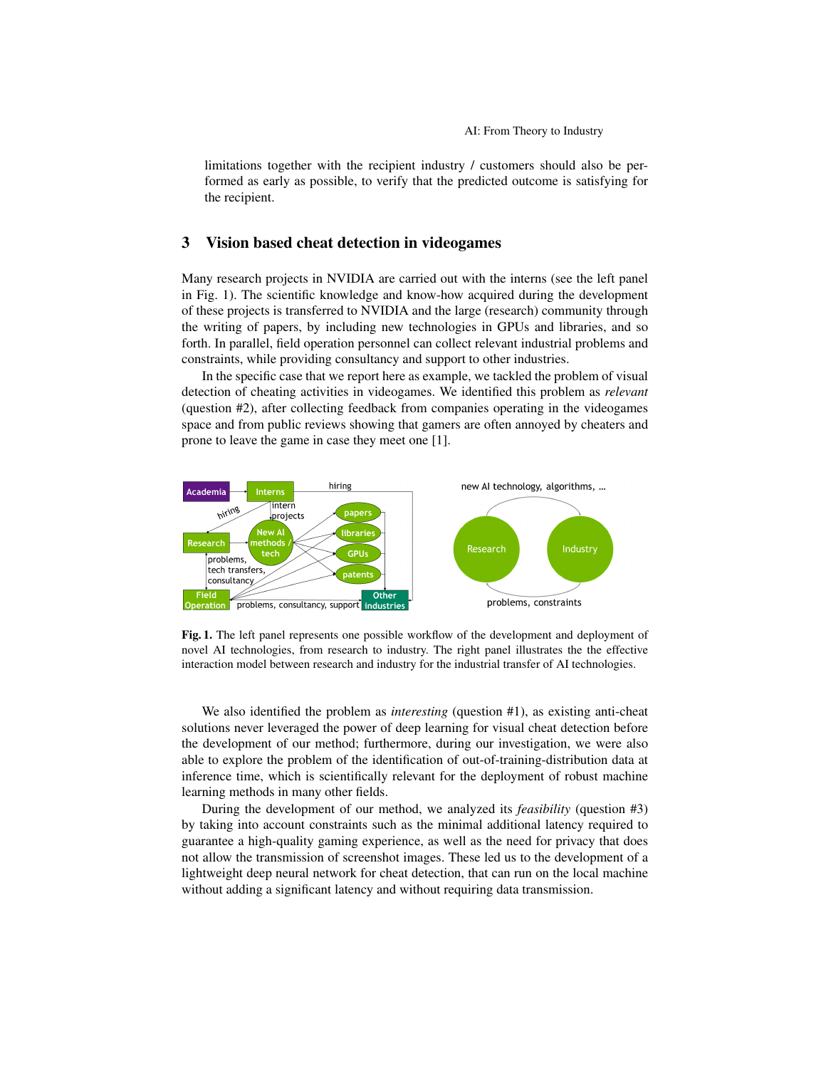limitations together with the recipient industry / customers should also be performed as early as possible, to verify that the predicted outcome is satisfying for the recipient.

## 3 Vision based cheat detection in videogames

Many research projects in NVIDIA are carried out with the interns (see the left panel in Fig. 1). The scientific knowledge and know-how acquired during the development of these projects is transferred to NVIDIA and the large (research) community through the writing of papers, by including new technologies in GPUs and libraries, and so forth. In parallel, field operation personnel can collect relevant industrial problems and constraints, while providing consultancy and support to other industries.

In the specific case that we report here as example, we tackled the problem of visual detection of cheating activities in videogames. We identified this problem as *relevant* (question #2), after collecting feedback from companies operating in the videogames space and from public reviews showing that gamers are often annoyed by cheaters and prone to leave the game in case they meet one [1].

**Fig. 1.** The left panel represents one possible workflow of the development and deployment of novel AI technologies, from research to industry. The right panel illustrates the the effective interaction model between research and industry for the industrial transfer of AI technologies.

We also identified the problem as *interesting* (question #1), as existing anti-cheat solutions never leveraged the power of deep learning for visual cheat detection before the development of our method; furthermore, during our investigation, we were also able to explore the problem of the identification of out-of-training-distribution data at inference time, which is scientifically relevant for the deployment of robust machine learning methods in many other fields.

During the development of our method, we analyzed its *feasibility* (question #3) by taking into account constraints such as the minimal additional latency required to guarantee a high-quality gaming experience, as well as the need for privacy that does not allow the transmission of screenshot images. These led us to the development of a lightweight deep neural network for cheat detection, that can run on the local machine without adding a significant latency and without requiring data transmission.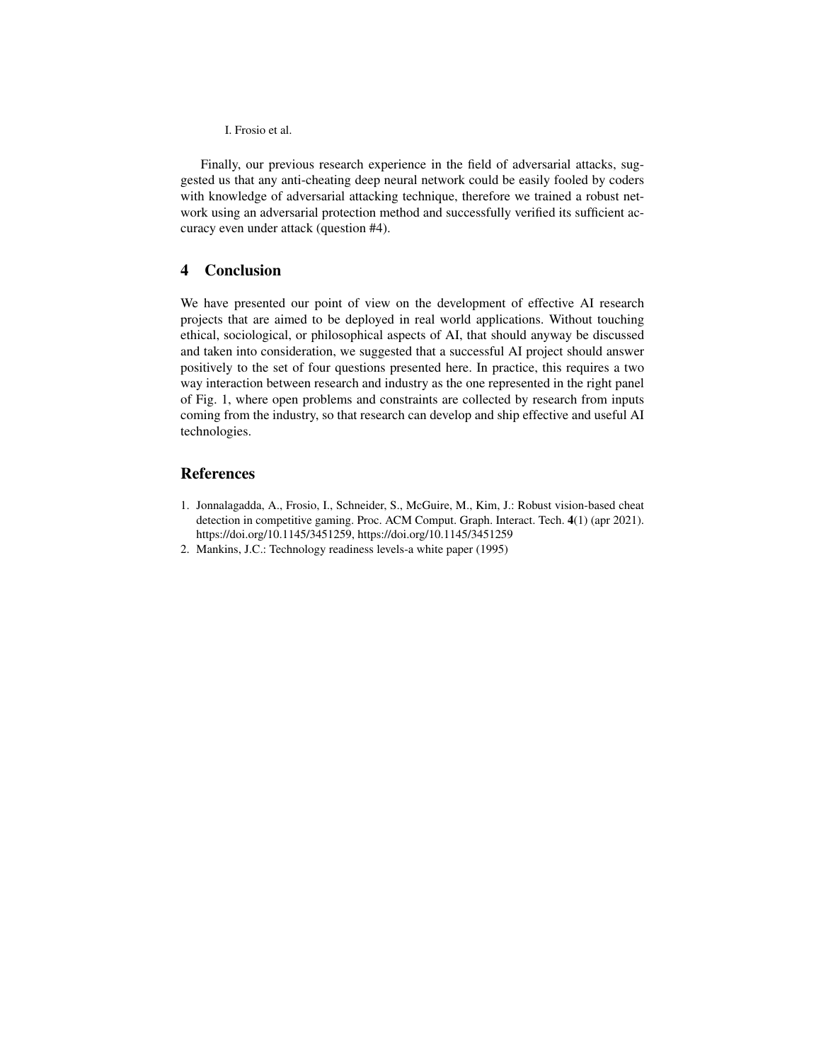Finally, our previous research experience in the field of adversarial attacks, suggested us that any anti-cheating deep neural network could be easily fooled by coders with knowledge of adversarial attacking technique, therefore we trained a robust network using an adversarial protection method and successfully verified its sufficient accuracy even under attack (question #4).

## 4 Conclusion

We have presented our point of view on the development of effective AI research projects that are aimed to be deployed in real world applications. Without touching ethical, sociological, or philosophical aspects of AI, that should anyway be discussed and taken into consideration, we suggested that a successful AI project should answer positively to the set of four questions presented here. In practice, this requires a two way interaction between research and industry as the one represented in the right panel of Fig. 1, where open problems and constraints are collected by research from inputs coming from the industry, so that research can develop and ship effective and useful AI technologies.

## References

1. Jonnalagadda, A., Frosio, I., Schneider, S., McGuire, M., Kim, J.: Robust vision-based cheat detection in competitive gaming. Proc. ACM Comput. Graph. Interact. Tech. **4**(1) (apr 2021). https://doi.org/10.1145/3451259, https://doi.org/10.1145/3451259
2. Mankins, J.C.: Technology readiness levels-a white paper (1995)